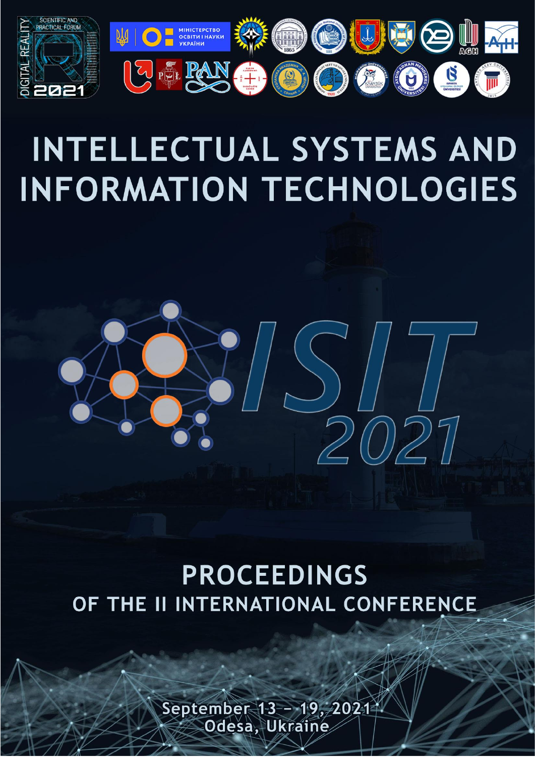SCIENTIFIC AND PRACTICAL FORUM

DIGITAL REALITY 2021

МІНІСТЕРСТВО ОСВІТИ І НАУКИ УКРАЇНИ

# INTELLECTUAL SYSTEMS AND INFORMATION TECHNOLOGIES

# ISIT 2021

## PROCEEDINGS

### OF THE II INTERNATIONAL CONFERENCE

September 13 – 19, 2021
Odesa, Ukraine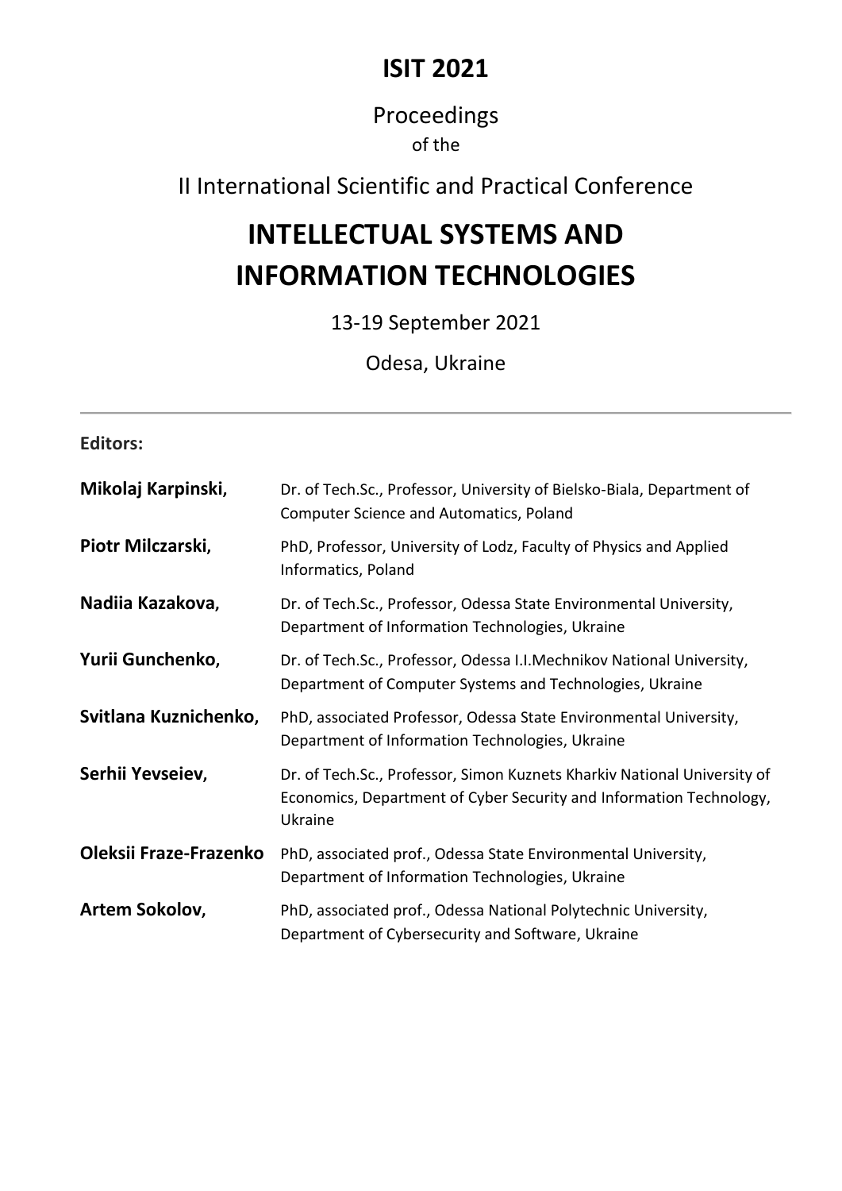# ISIT 2021

## Proceedings

of the

## II International Scientific and Practical Conference

# INTELLECTUAL SYSTEMS AND INFORMATION TECHNOLOGIES

13-19 September 2021

Odesa, Ukraine

---

**Editors:**

**Mikolaj Karpinski,** Dr. of Tech.Sc., Professor, University of Bielsko-Biala, Department of Computer Science and Automatics, Poland

**Piotr Milczarski,** PhD, Professor, University of Lodz, Faculty of Physics and Applied Informatics, Poland

**Nadiia Kazakova,** Dr. of Tech.Sc., Professor, Odessa State Environmental University, Department of Information Technologies, Ukraine

**Yurii Gunchenko,** Dr. of Tech.Sc., Professor, Odessa I.I.Mechnikov National University, Department of Computer Systems and Technologies, Ukraine

**Svitlana Kuznichenko,** PhD, associated Professor, Odessa State Environmental University, Department of Information Technologies, Ukraine

**Serhii Yevseiev,** Dr. of Tech.Sc., Professor, Simon Kuznets Kharkiv National University of Economics, Department of Cyber Security and Information Technology, Ukraine

**Oleksii Fraze-Frazenko** PhD, associated prof., Odessa State Environmental University, Department of Information Technologies, Ukraine

**Artem Sokolov,** PhD, associated prof., Odessa National Polytechnic University, Department of Cybersecurity and Software, Ukraine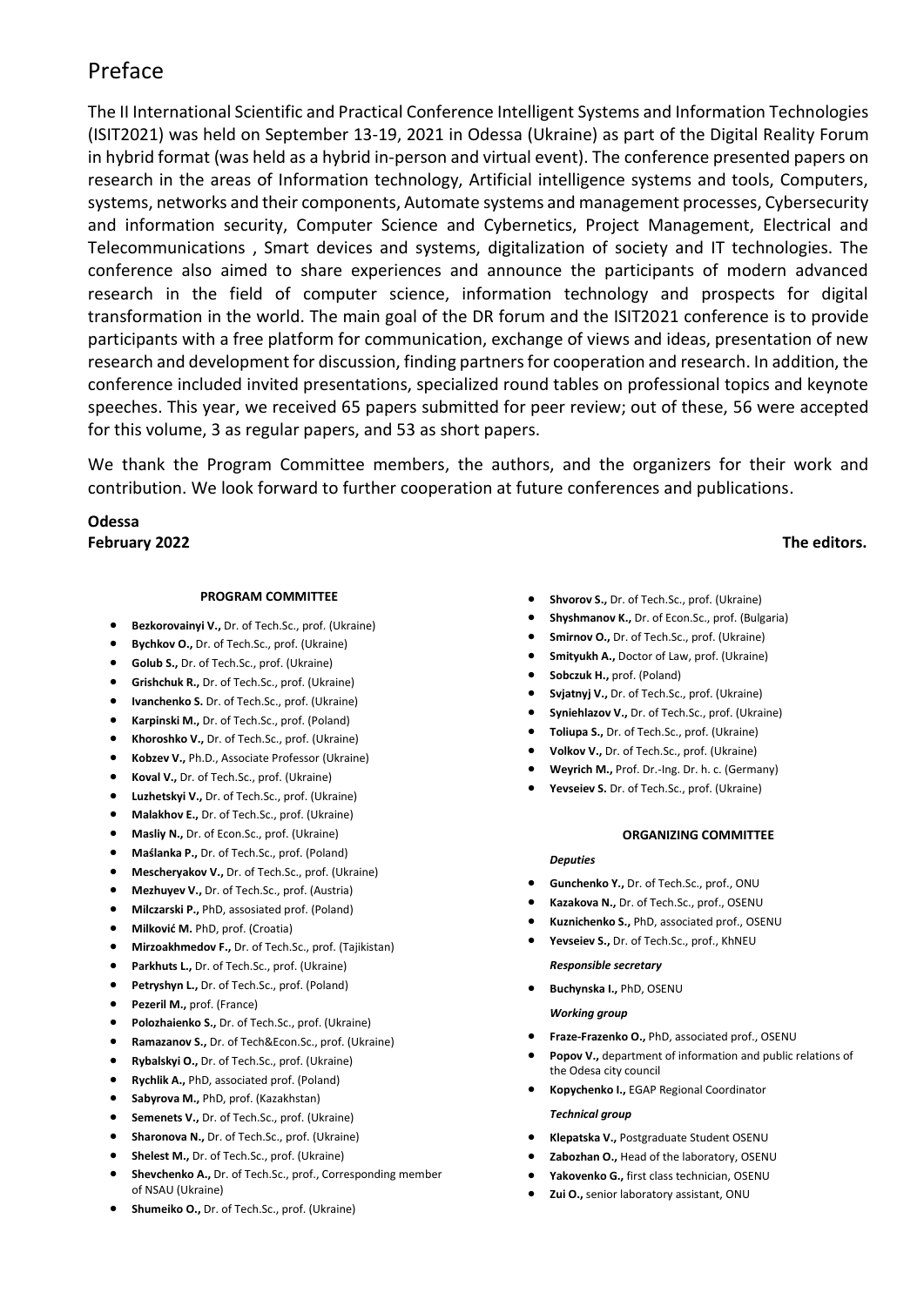# Preface

The II International Scientific and Practical Conference Intelligent Systems and Information Technologies (ISIT2021) was held on September 13-19, 2021 in Odessa (Ukraine) as part of the Digital Reality Forum in hybrid format (was held as a hybrid in-person and virtual event). The conference presented papers on research in the areas of Information technology, Artificial intelligence systems and tools, Computers, systems, networks and their components, Automate systems and management processes, Cybersecurity and information security, Computer Science and Cybernetics, Project Management, Electrical and Telecommunications , Smart devices and systems, digitalization of society and IT technologies. The conference also aimed to share experiences and announce the participants of modern advanced research in the field of computer science, information technology and prospects for digital transformation in the world. The main goal of the DR forum and the ISIT2021 conference is to provide participants with a free platform for communication, exchange of views and ideas, presentation of new research and development for discussion, finding partners for cooperation and research. In addition, the conference included invited presentations, specialized round tables on professional topics and keynote speeches. This year, we received 65 papers submitted for peer review; out of these, 56 were accepted for this volume, 3 as regular papers, and 53 as short papers.

We thank the Program Committee members, the authors, and the organizers for their work and contribution. We look forward to further cooperation at future conferences and publications.

**Odessa**
**February 2022** **The editors.**

#### PROGRAM COMMITTEE

- **Bezkorovainyi V.,** Dr. of Tech.Sc., prof. (Ukraine)
- **Bychkov O.,** Dr. of Tech.Sc., prof. (Ukraine)
- **Golub S.,** Dr. of Tech.Sc., prof. (Ukraine)
- **Grishchuk R.,** Dr. of Tech.Sc., prof. (Ukraine)
- **Ivanchenko S.** Dr. of Tech.Sc., prof. (Ukraine)
- **Karpinski M.,** Dr. of Tech.Sc., prof. (Poland)
- **Khoroshko V.,** Dr. of Tech.Sc., prof. (Ukraine)
- **Kobzev V.,** Ph.D., Associate Professor (Ukraine)
- **Koval V.,** Dr. of Tech.Sc., prof. (Ukraine)
- **Luzhetskyi V.,** Dr. of Tech.Sc., prof. (Ukraine)
- **Malakhov E.,** Dr. of Tech.Sc., prof. (Ukraine)
- **Masliy N.,** Dr. of Econ.Sc., prof. (Ukraine)
- **Maślanka P.,** Dr. of Tech.Sc., prof. (Poland)
- **Mescheryakov V.,** Dr. of Tech.Sc., prof. (Ukraine)
- **Mezhuyev V.,** Dr. of Tech.Sc., prof. (Austria)
- **Milczarski P.,** PhD, assosiated prof. (Poland)
- **Milković M.** PhD, prof. (Croatia)
- **Mirzoakhmedov F.,** Dr. of Tech.Sc., prof. (Tajikistan)
- **Parkhuts L.,** Dr. of Tech.Sc., prof. (Ukraine)
- **Petryshyn L.,** Dr. of Tech.Sc., prof. (Poland)
- **Pezeril M.,** prof. (France)
- **Polozhaienko S.,** Dr. of Tech.Sc., prof. (Ukraine)
- **Ramazanov S.,** Dr. of Tech&Econ.Sc., prof. (Ukraine)
- **Rybalskyi O.,** Dr. of Tech.Sc., prof. (Ukraine)
- **Rychlik A.,** PhD, associated prof. (Poland)
- **Sabyrova M.,** PhD, prof. (Kazakhstan)
- **Semenets V.,** Dr. of Tech.Sc., prof. (Ukraine)
- **Sharonova N.,** Dr. of Tech.Sc., prof. (Ukraine)
- **Shelest M.,** Dr. of Tech.Sc., prof. (Ukraine)
- **Shevchenko A.,** Dr. of Tech.Sc., prof., Corresponding member of NSAU (Ukraine)
- **Shumeiko O.,** Dr. of Tech.Sc., prof. (Ukraine)
- **Shvorov S.,** Dr. of Tech.Sc., prof. (Ukraine)
- **Shyshmanov K.,** Dr. of Econ.Sc., prof. (Bulgaria)
- **Smirnov O.,** Dr. of Tech.Sc., prof. (Ukraine)
- **Smityukh A.,** Doctor of Law, prof. (Ukraine)
- **Sobczuk H.,** prof. (Poland)
- **Svjatnyj V.,** Dr. of Tech.Sc., prof. (Ukraine)
- **Syniehlazov V.,** Dr. of Tech.Sc., prof. (Ukraine)
- **Toliupa S.,** Dr. of Tech.Sc., prof. (Ukraine)
- **Volkov V.,** Dr. of Tech.Sc., prof. (Ukraine)
- **Weyrich M.,** Prof. Dr.-Ing. Dr. h. c. (Germany)
- **Yevseiev S.** Dr. of Tech.Sc., prof. (Ukraine)

#### ORGANIZING COMMITTEE

***Deputies***

- **Gunchenko Y.,** Dr. of Tech.Sc., prof., ONU
- **Kazakova N.,** Dr. of Tech.Sc., prof., OSENU
- **Kuznichenko S.,** PhD, associated prof., OSENU
- **Yevseiev S.,** Dr. of Tech.Sc., prof., KhNEU

***Responsible secretary***

- **Buchynska I.,** PhD, OSENU

***Working group***

- **Fraze-Frazenko O.,** PhD, associated prof., OSENU
- **Popov V.,** department of information and public relations of the Odesa city council
- **Kopychenko I.,** EGAP Regional Coordinator

***Technical group***

- **Klepatska V.,** Postgraduate Student OSENU
- **Zabozhan O.,** Head of the laboratory, OSENU
- **Yakovenko G.,** first class technician, OSENU
- **Zui O.,** senior laboratory assistant, ONU